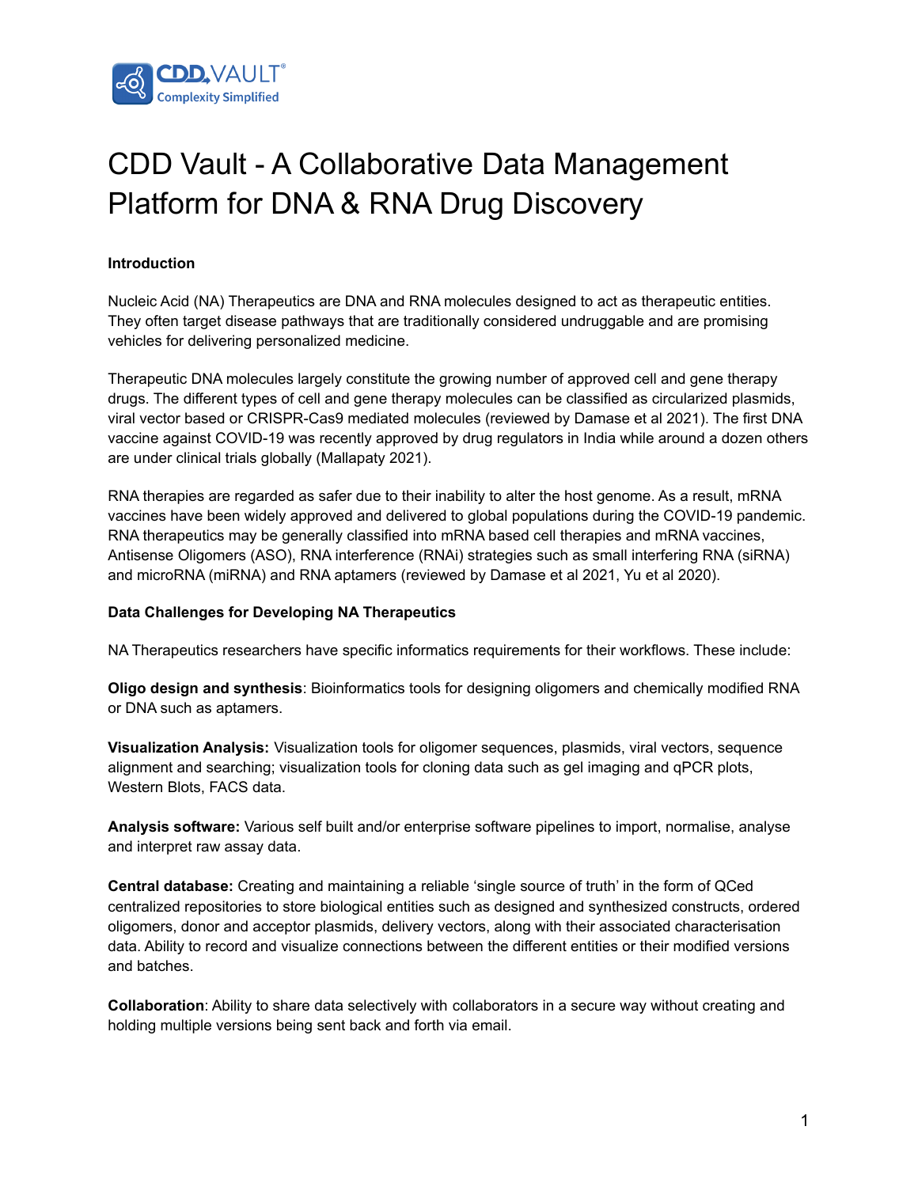CDD VAULT®
Complexity Simplified

# CDD Vault - A Collaborative Data Management Platform for DNA & RNA Drug Discovery

**Introduction**

Nucleic Acid (NA) Therapeutics are DNA and RNA molecules designed to act as therapeutic entities. They often target disease pathways that are traditionally considered undruggable and are promising vehicles for delivering personalized medicine.

Therapeutic DNA molecules largely constitute the growing number of approved cell and gene therapy drugs. The different types of cell and gene therapy molecules can be classified as circularized plasmids, viral vector based or CRISPR-Cas9 mediated molecules (reviewed by Damase et al 2021). The first DNA vaccine against COVID-19 was recently approved by drug regulators in India while around a dozen others are under clinical trials globally (Mallapaty 2021).

RNA therapies are regarded as safer due to their inability to alter the host genome. As a result, mRNA vaccines have been widely approved and delivered to global populations during the COVID-19 pandemic. RNA therapeutics may be generally classified into mRNA based cell therapies and mRNA vaccines, Antisense Oligomers (ASO), RNA interference (RNAi) strategies such as small interfering RNA (siRNA) and microRNA (miRNA) and RNA aptamers (reviewed by Damase et al 2021, Yu et al 2020).

**Data Challenges for Developing NA Therapeutics**

NA Therapeutics researchers have specific informatics requirements for their workflows. These include:

**Oligo design and synthesis**: Bioinformatics tools for designing oligomers and chemically modified RNA or DNA such as aptamers.

**Visualization Analysis:** Visualization tools for oligomer sequences, plasmids, viral vectors, sequence alignment and searching; visualization tools for cloning data such as gel imaging and qPCR plots, Western Blots, FACS data.

**Analysis software:** Various self built and/or enterprise software pipelines to import, normalise, analyse and interpret raw assay data.

**Central database:** Creating and maintaining a reliable 'single source of truth' in the form of QCed centralized repositories to store biological entities such as designed and synthesized constructs, ordered oligomers, donor and acceptor plasmids, delivery vectors, along with their associated characterisation data. Ability to record and visualize connections between the different entities or their modified versions and batches.

**Collaboration**: Ability to share data selectively with collaborators in a secure way without creating and holding multiple versions being sent back and forth via email.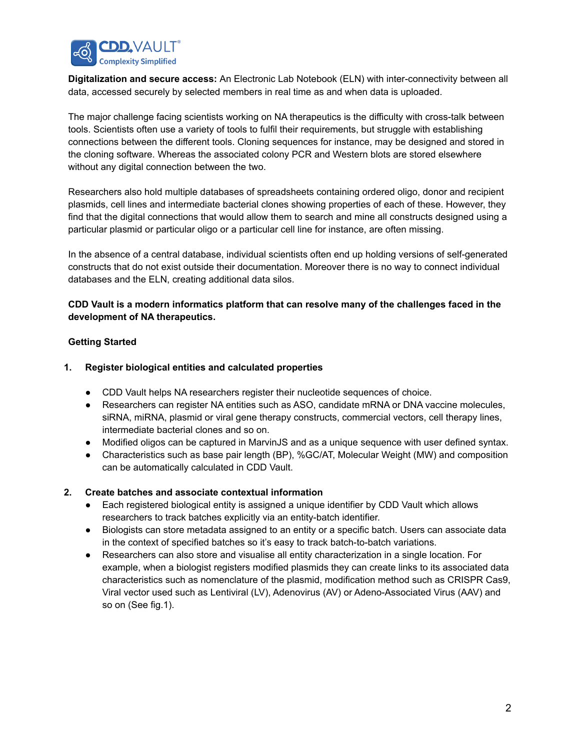**Digitalization and secure access:** An Electronic Lab Notebook (ELN) with inter-connectivity between all data, accessed securely by selected members in real time as and when data is uploaded.

The major challenge facing scientists working on NA therapeutics is the difficulty with cross-talk between tools. Scientists often use a variety of tools to fulfil their requirements, but struggle with establishing connections between the different tools. Cloning sequences for instance, may be designed and stored in the cloning software. Whereas the associated colony PCR and Western blots are stored elsewhere without any digital connection between the two.

Researchers also hold multiple databases of spreadsheets containing ordered oligo, donor and recipient plasmids, cell lines and intermediate bacterial clones showing properties of each of these. However, they find that the digital connections that would allow them to search and mine all constructs designed using a particular plasmid or particular oligo or a particular cell line for instance, are often missing.

In the absence of a central database, individual scientists often end up holding versions of self-generated constructs that do not exist outside their documentation. Moreover there is no way to connect individual databases and the ELN, creating additional data silos.

**CDD Vault is a modern informatics platform that can resolve many of the challenges faced in the development of NA therapeutics.**

**Getting Started**

1. **Register biological entities and calculated properties**
   - CDD Vault helps NA researchers register their nucleotide sequences of choice.
   - Researchers can register NA entities such as ASO, candidate mRNA or DNA vaccine molecules, siRNA, miRNA, plasmid or viral gene therapy constructs, commercial vectors, cell therapy lines, intermediate bacterial clones and so on.
   - Modified oligos can be captured in MarvinJS and as a unique sequence with user defined syntax.
   - Characteristics such as base pair length (BP), %GC/AT, Molecular Weight (MW) and composition can be automatically calculated in CDD Vault.

2. **Create batches and associate contextual information**
   - Each registered biological entity is assigned a unique identifier by CDD Vault which allows researchers to track batches explicitly via an entity-batch identifier.
   - Biologists can store metadata assigned to an entity or a specific batch. Users can associate data in the context of specified batches so it's easy to track batch-to-batch variations.
   - Researchers can also store and visualise all entity characterization in a single location. For example, when a biologist registers modified plasmids they can create links to its associated data characteristics such as nomenclature of the plasmid, modification method such as CRISPR Cas9, Viral vector used such as Lentiviral (LV), Adenovirus (AV) or Adeno-Associated Virus (AAV) and so on (See fig.1).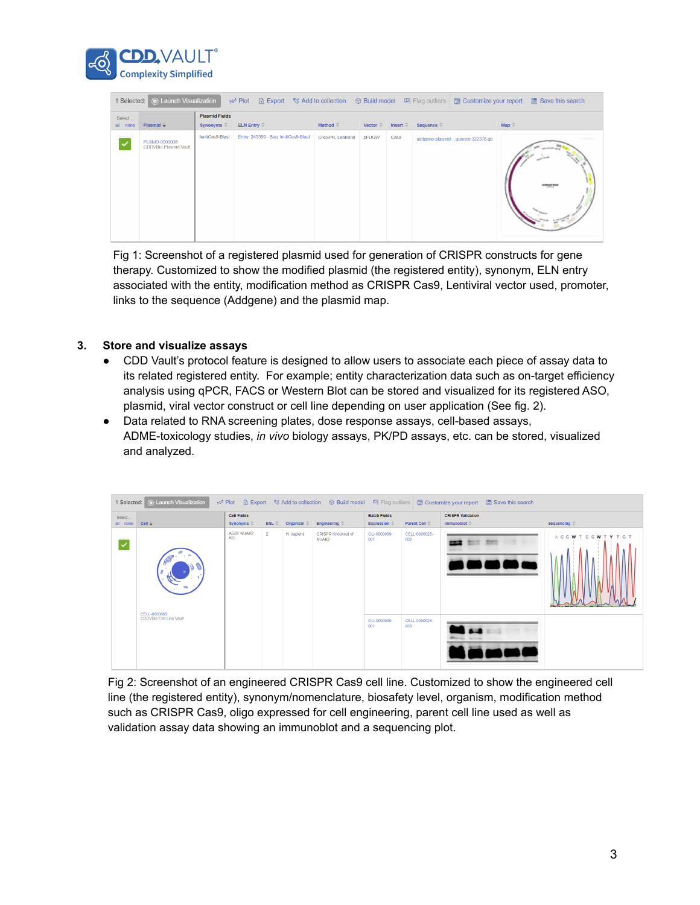Fig 1: Screenshot of a registered plasmid used for generation of CRISPR constructs for gene therapy. Customized to show the modified plasmid (the registered entity), synonym, ELN entry associated with the entity, modification method as CRISPR Cas9, Lentiviral vector used, promoter, links to the sequence (Addgene) and the plasmid map.

3. **Store and visualize assays**
   - CDD Vault's protocol feature is designed to allow users to associate each piece of assay data to its related registered entity. For example; entity characterization data such as on-target efficiency analysis using qPCR, FACS or Western Blot can be stored and visualized for its registered ASO, plasmid, viral vector construct or cell line depending on user application (See fig. 2).
   - Data related to RNA screening plates, dose response assays, cell-based assays, ADME-toxicology studies, *in vivo* biology assays, PK/PD assays, etc. can be stored, visualized and analyzed.

Fig 2: Screenshot of an engineered CRISPR Cas9 cell line. Customized to show the engineered cell line (the registered entity), synonym/nomenclature, biosafety level, organism, modification method such as CRISPR Cas9, oligo expressed for cell engineering, parent cell line used as well as validation assay data showing an immunoblot and a sequencing plot.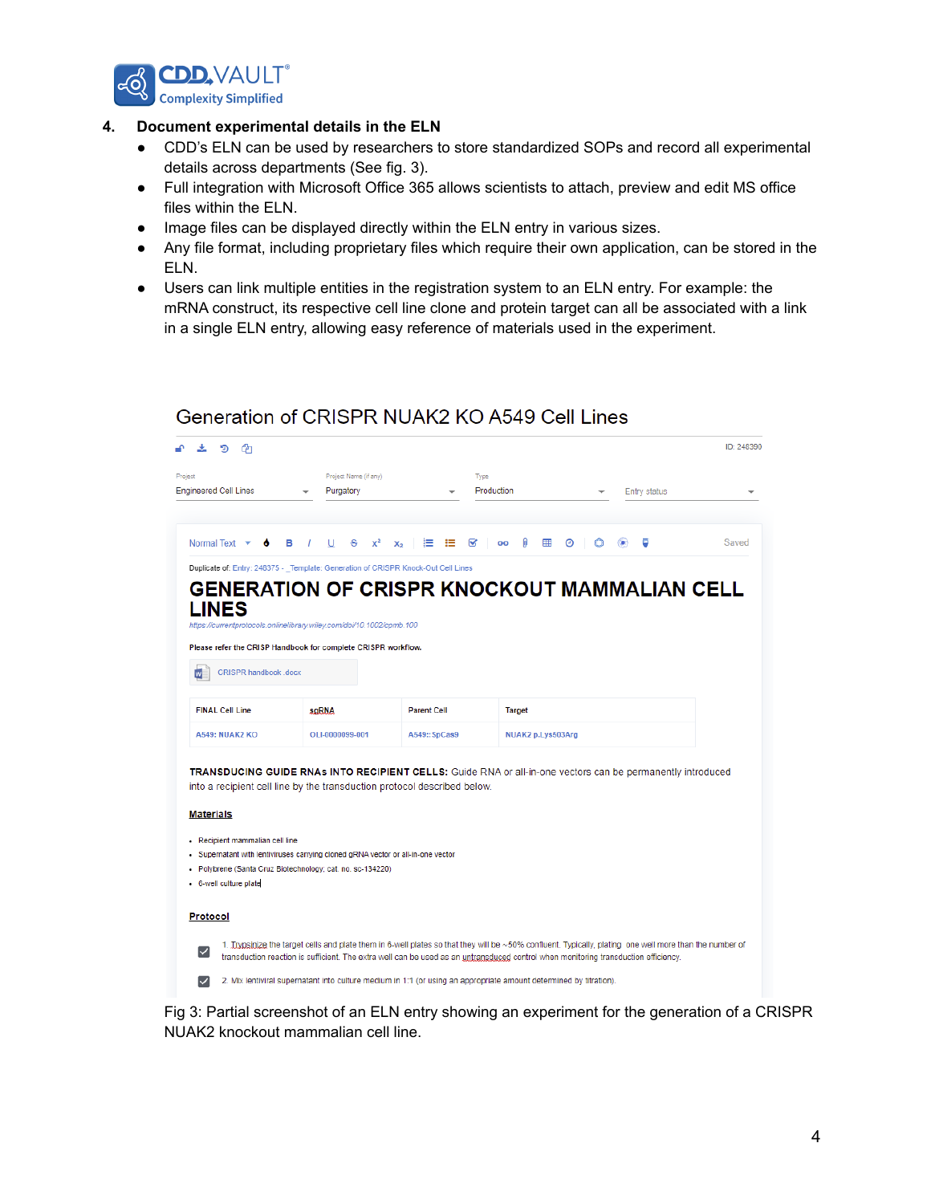4. **Document experimental details in the ELN**
   - CDD's ELN can be used by researchers to store standardized SOPs and record all experimental details across departments (See fig. 3).
   - Full integration with Microsoft Office 365 allows scientists to attach, preview and edit MS office files within the ELN.
   - Image files can be displayed directly within the ELN entry in various sizes.
   - Any file format, including proprietary files which require their own application, can be stored in the ELN.
   - Users can link multiple entities in the registration system to an ELN entry. For example: the mRNA construct, its respective cell line clone and protein target can all be associated with a link in a single ELN entry, allowing easy reference of materials used in the experiment.

Generation of CRISPR NUAK2 KO A549 Cell Lines

ID: 248390

Project: Engineered Cell Lines | Project Name (if any): Purgatory | Type: Production | Entry status

Saved

Duplicate of: Entry: 248375 - _Template: Generation of CRISPR Knock-Out Cell Lines

GENERATION OF CRISPR KNOCKOUT MAMMALIAN CELL LINES

https://currentprotocols.onlinelibrary.wiley.com/doi/10.1002/cpmb.100

Please refer the CRISP Handbook for complete CRISPR workflow.

CRISPR handbook .docx

| FINAL Cell Line | sgRNA | Parent Cell | Target |
| --- | --- | --- | --- |
| A549: NUAK2 KO | OLI-0000099-001 | A549::SpCas9 | NUAK2 p.Lys503Arg |

**TRANSDUCING GUIDE RNAs INTO RECIPIENT CELLS:** Guide RNA or all-in-one vectors can be permanently introduced into a recipient cell line by the transduction protocol described below.

**Materials**

- Recipient mammalian cell line
- Supernatant with lentiviruses carrying cloned gRNA vector or all-in-one vector
- Polybrene (Santa Cruz Biotechnology, cat. no. sc-134220)
- 6-well culture plate

**Protocol**

- [x] 1. Trypsinize the target cells and plate them in 6-well plates so that they will be ~50% confluent. Typically, plating one well more than the number of transduction reaction is sufficient. The extra well can be used as an untransduced control when monitoring transduction efficiency.
- [x] 2. Mix lentiviral supernatant into culture medium in 1:1 (or using an appropriate amount determined by titration).

Fig 3: Partial screenshot of an ELN entry showing an experiment for the generation of a CRISPR NUAK2 knockout mammalian cell line.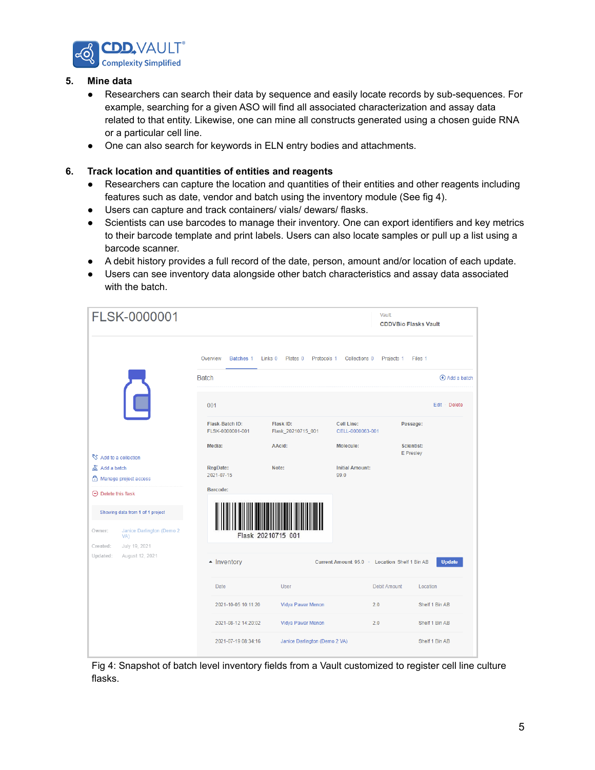5. **Mine data**
   - Researchers can search their data by sequence and easily locate records by sub-sequences. For example, searching for a given ASO will find all associated characterization and assay data related to that entity. Likewise, one can mine all constructs generated using a chosen guide RNA or a particular cell line.
   - One can also search for keywords in ELN entry bodies and attachments.

6. **Track location and quantities of entities and reagents**
   - Researchers can capture the location and quantities of their entities and other reagents including features such as date, vendor and batch using the inventory module (See fig 4).
   - Users can capture and track containers/ vials/ dewars/ flasks.
   - Scientists can use barcodes to manage their inventory. One can export identifiers and key metrics to their barcode template and print labels. Users can also locate samples or pull up a list using a barcode scanner.
   - A debit history provides a full record of the date, person, amount and/or location of each update.
   - Users can see inventory data alongside other batch characteristics and assay data associated with the batch.

Fig 4: Snapshot of batch level inventory fields from a Vault customized to register cell line culture flasks.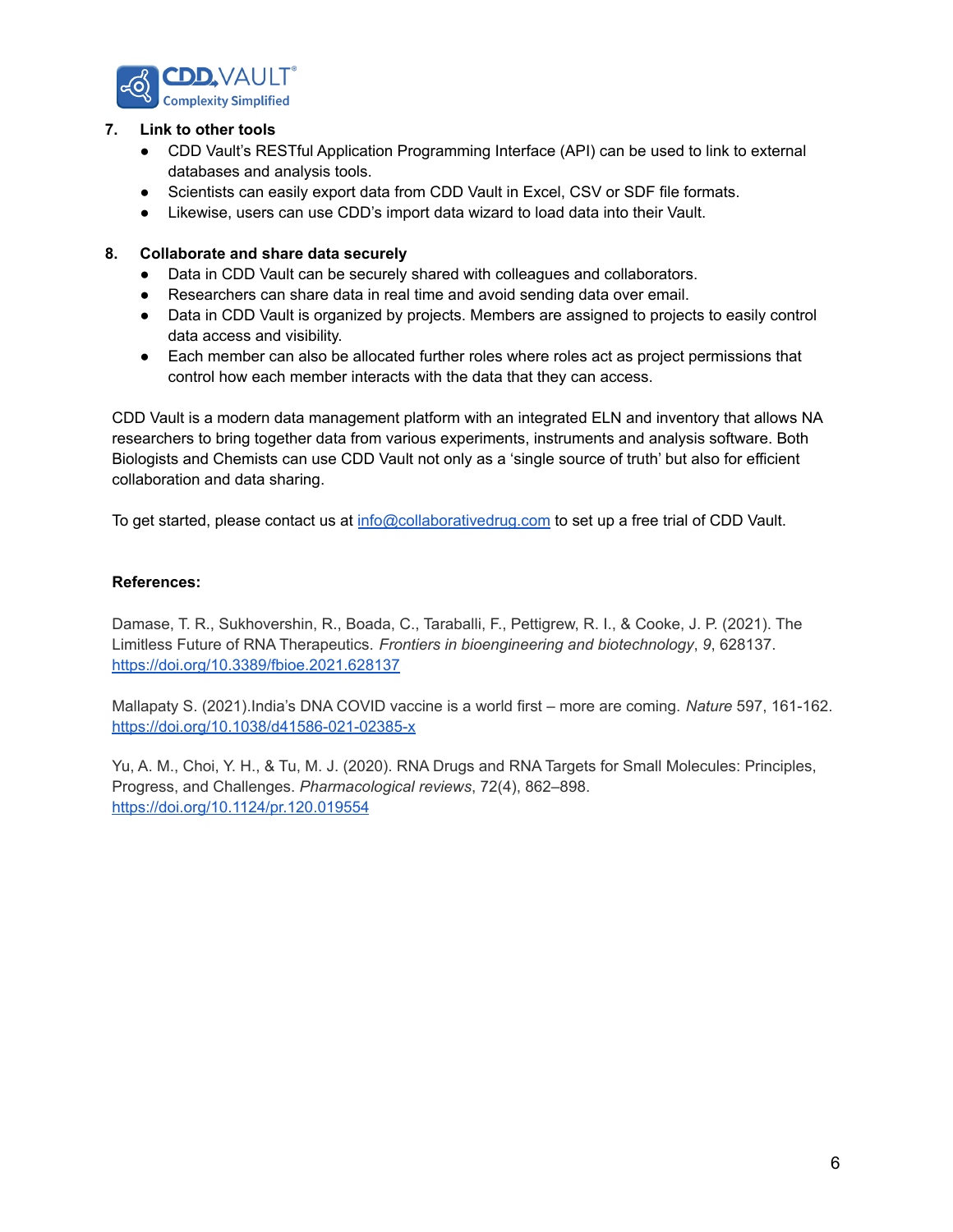7. **Link to other tools**
    - CDD Vault's RESTful Application Programming Interface (API) can be used to link to external databases and analysis tools.
    - Scientists can easily export data from CDD Vault in Excel, CSV or SDF file formats.
    - Likewise, users can use CDD's import data wizard to load data into their Vault.

8. **Collaborate and share data securely**
    - Data in CDD Vault can be securely shared with colleagues and collaborators.
    - Researchers can share data in real time and avoid sending data over email.
    - Data in CDD Vault is organized by projects. Members are assigned to projects to easily control data access and visibility.
    - Each member can also be allocated further roles where roles act as project permissions that control how each member interacts with the data that they can access.

CDD Vault is a modern data management platform with an integrated ELN and inventory that allows NA researchers to bring together data from various experiments, instruments and analysis software. Both Biologists and Chemists can use CDD Vault not only as a 'single source of truth' but also for efficient collaboration and data sharing.

To get started, please contact us at info@collaborativedrug.com to set up a free trial of CDD Vault.

**References:**

Damase, T. R., Sukhovershin, R., Boada, C., Taraballi, F., Pettigrew, R. I., & Cooke, J. P. (2021). The Limitless Future of RNA Therapeutics. *Frontiers in bioengineering and biotechnology*, *9*, 628137. https://doi.org/10.3389/fbioe.2021.628137

Mallapaty S. (2021).India's DNA COVID vaccine is a world first – more are coming. *Nature* 597, 161-162. https://doi.org/10.1038/d41586-021-02385-x

Yu, A. M., Choi, Y. H., & Tu, M. J. (2020). RNA Drugs and RNA Targets for Small Molecules: Principles, Progress, and Challenges. *Pharmacological reviews*, 72(4), 862–898. https://doi.org/10.1124/pr.120.019554